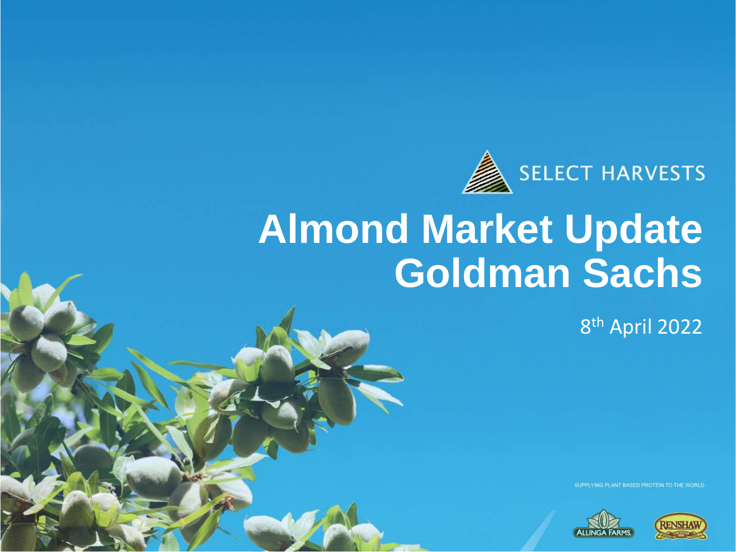SELECT HARVESTS

# Almond Market Update Goldman Sachs

8th April 2022

SUPPLYING PLANT BASED PROTEIN TO THE WORLD

ALLINGA FARMS

RENSHAW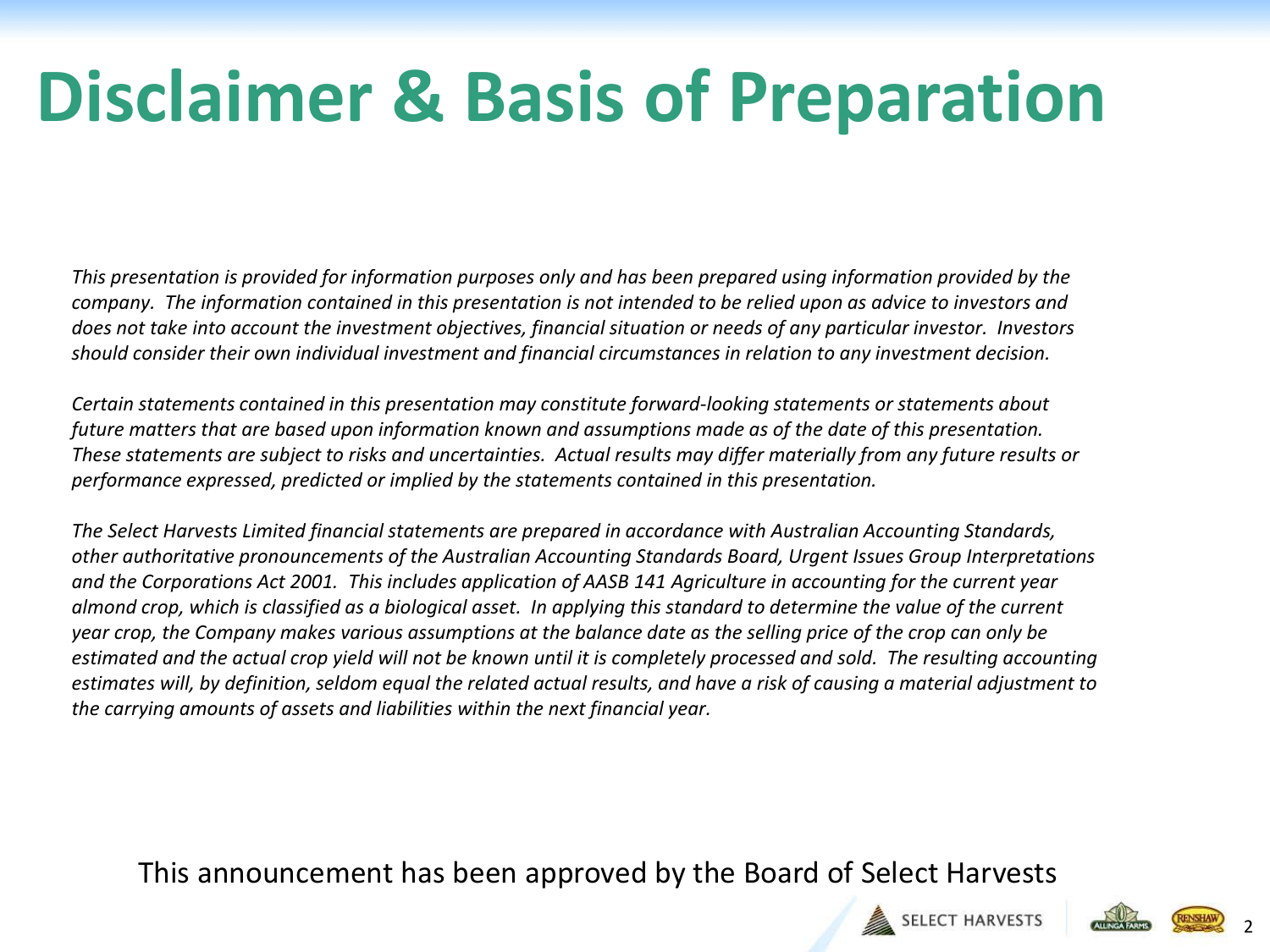# Disclaimer & Basis of Preparation

*This presentation is provided for information purposes only and has been prepared using information provided by the company. The information contained in this presentation is not intended to be relied upon as advice to investors and does not take into account the investment objectives, financial situation or needs of any particular investor. Investors should consider their own individual investment and financial circumstances in relation to any investment decision.*

*Certain statements contained in this presentation may constitute forward-looking statements or statements about future matters that are based upon information known and assumptions made as of the date of this presentation. These statements are subject to risks and uncertainties. Actual results may differ materially from any future results or performance expressed, predicted or implied by the statements contained in this presentation.*

*The Select Harvests Limited financial statements are prepared in accordance with Australian Accounting Standards, other authoritative pronouncements of the Australian Accounting Standards Board, Urgent Issues Group Interpretations and the Corporations Act 2001. This includes application of AASB 141 Agriculture in accounting for the current year almond crop, which is classified as a biological asset. In applying this standard to determine the value of the current year crop, the Company makes various assumptions at the balance date as the selling price of the crop can only be estimated and the actual crop yield will not be known until it is completely processed and sold. The resulting accounting estimates will, by definition, seldom equal the related actual results, and have a risk of causing a material adjustment to the carrying amounts of assets and liabilities within the next financial year.*

This announcement has been approved by the Board of Select Harvests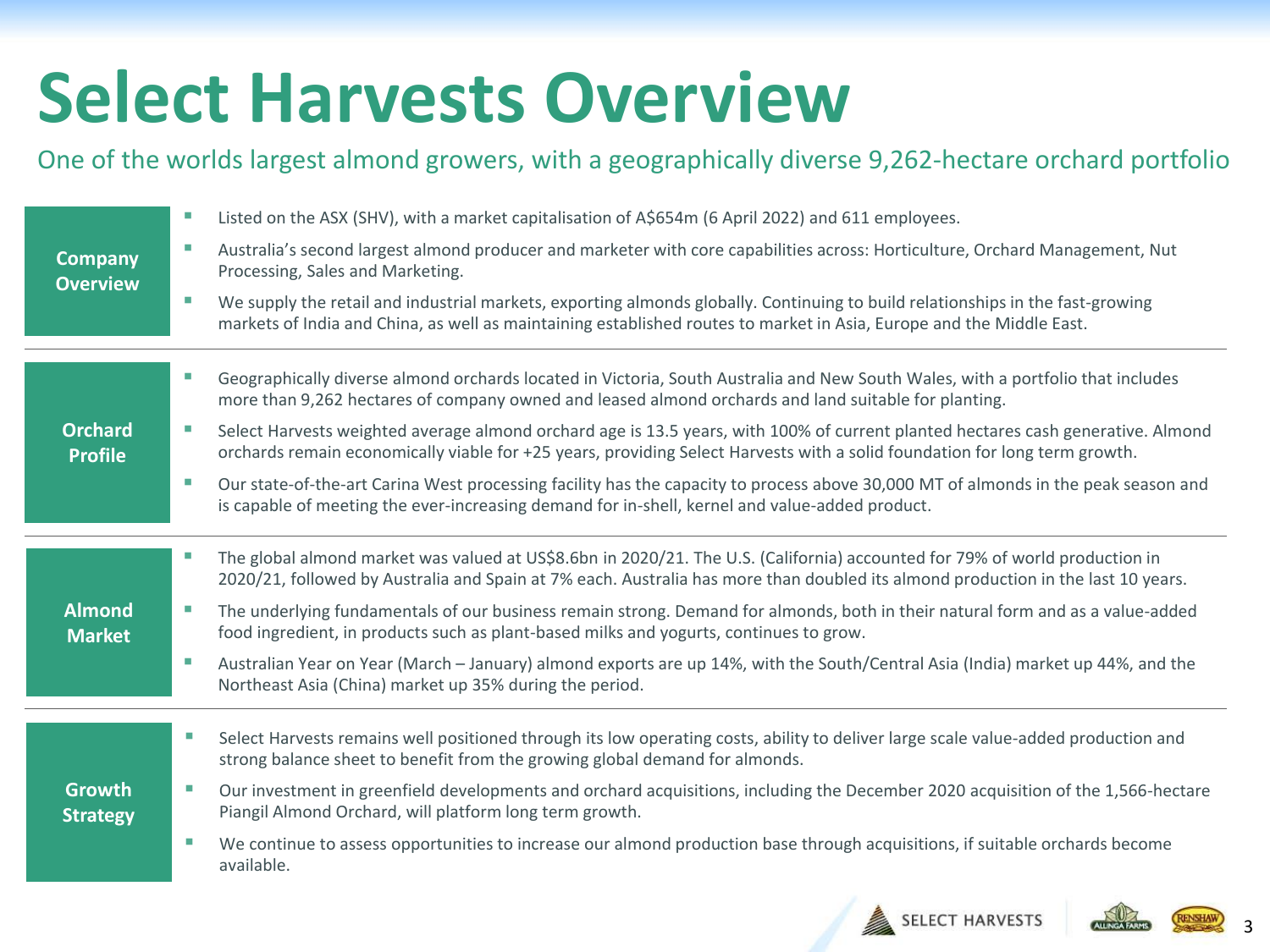# Select Harvests Overview

One of the worlds largest almond growers, with a geographically diverse 9,262-hectare orchard portfolio

## Company Overview

- Listed on the ASX (SHV), with a market capitalisation of A$654m (6 April 2022) and 611 employees.
- Australia's second largest almond producer and marketer with core capabilities across: Horticulture, Orchard Management, Nut Processing, Sales and Marketing.
- We supply the retail and industrial markets, exporting almonds globally. Continuing to build relationships in the fast-growing markets of India and China, as well as maintaining established routes to market in Asia, Europe and the Middle East.

## Orchard Profile

- Geographically diverse almond orchards located in Victoria, South Australia and New South Wales, with a portfolio that includes more than 9,262 hectares of company owned and leased almond orchards and land suitable for planting.
- Select Harvests weighted average almond orchard age is 13.5 years, with 100% of current planted hectares cash generative. Almond orchards remain economically viable for +25 years, providing Select Harvests with a solid foundation for long term growth.
- Our state-of-the-art Carina West processing facility has the capacity to process above 30,000 MT of almonds in the peak season and is capable of meeting the ever-increasing demand for in-shell, kernel and value-added product.

## Almond Market

- The global almond market was valued at US$8.6bn in 2020/21. The U.S. (California) accounted for 79% of world production in 2020/21, followed by Australia and Spain at 7% each. Australia has more than doubled its almond production in the last 10 years.
- The underlying fundamentals of our business remain strong. Demand for almonds, both in their natural form and as a value-added food ingredient, in products such as plant-based milks and yogurts, continues to grow.
- Australian Year on Year (March – January) almond exports are up 14%, with the South/Central Asia (India) market up 44%, and the Northeast Asia (China) market up 35% during the period.

## Growth Strategy

- Select Harvests remains well positioned through its low operating costs, ability to deliver large scale value-added production and strong balance sheet to benefit from the growing global demand for almonds.
- Our investment in greenfield developments and orchard acquisitions, including the December 2020 acquisition of the 1,566-hectare Piangil Almond Orchard, will platform long term growth.
- We continue to assess opportunities to increase our almond production base through acquisitions, if suitable orchards become available.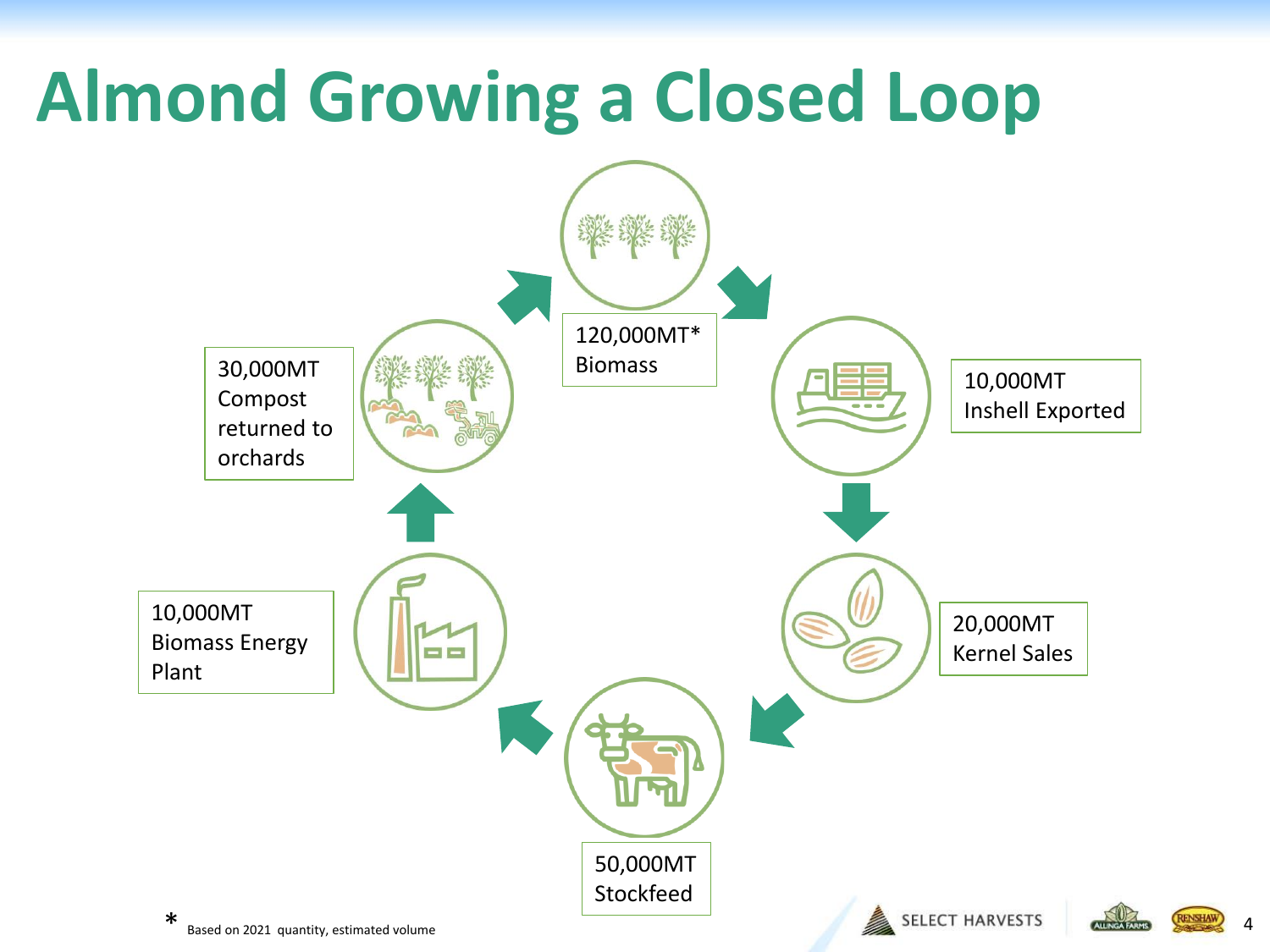# Almond Growing a Closed Loop

120,000MT* Biomass

10,000MT Inshell Exported

20,000MT Kernel Sales

50,000MT Stockfeed

10,000MT Biomass Energy Plant

30,000MT Compost returned to orchards

\* Based on 2021 quantity, estimated volume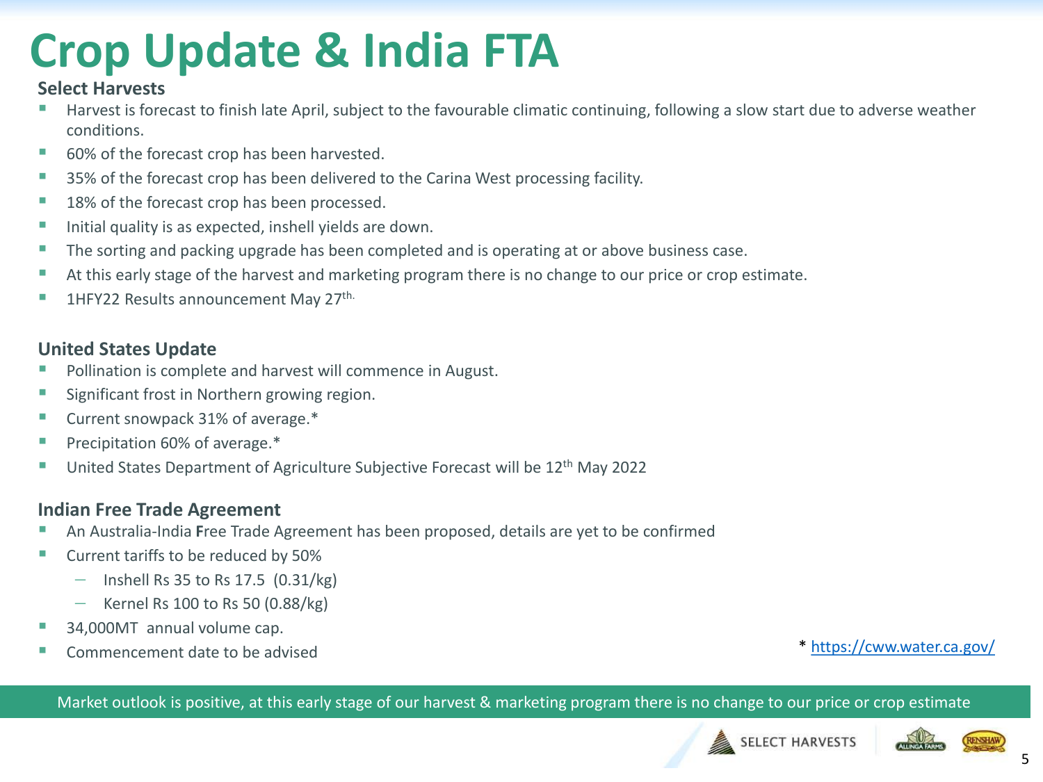# Crop Update & India FTA

### Select Harvests

- Harvest is forecast to finish late April, subject to the favourable climatic continuing, following a slow start due to adverse weather conditions.
- 60% of the forecast crop has been harvested.
- 35% of the forecast crop has been delivered to the Carina West processing facility.
- 18% of the forecast crop has been processed.
- Initial quality is as expected, inshell yields are down.
- The sorting and packing upgrade has been completed and is operating at or above business case.
- At this early stage of the harvest and marketing program there is no change to our price or crop estimate.
- 1HFY22 Results announcement May 27th.

### United States Update

- Pollination is complete and harvest will commence in August.
- Significant frost in Northern growing region.
- Current snowpack 31% of average.*
- Precipitation 60% of average.*
- United States Department of Agriculture Subjective Forecast will be 12th May 2022

### Indian Free Trade Agreement

- An Australia-India Free Trade Agreement has been proposed, details are yet to be confirmed
- Current tariffs to be reduced by 50%
  - Inshell Rs 35 to Rs 17.5 (0.31/kg)
  - Kernel Rs 100 to Rs 50 (0.88/kg)
- 34,000MT annual volume cap.
- Commencement date to be advised

\* https://cww.water.ca.gov/

**Market outlook is positive, at this early stage of our harvest & marketing program there is no change to our price or crop estimate**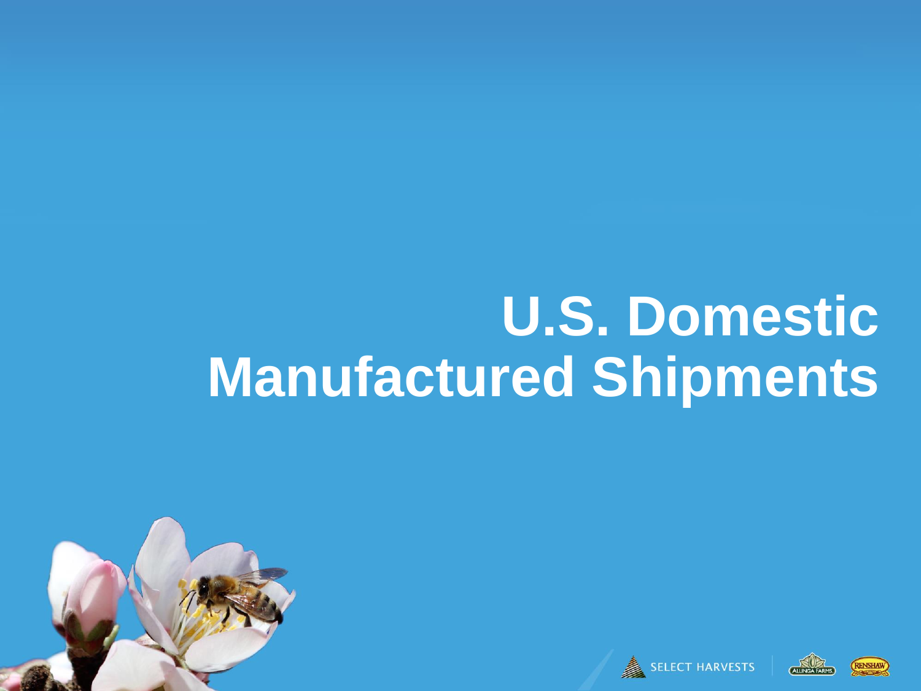# U.S. Domestic Manufactured Shipments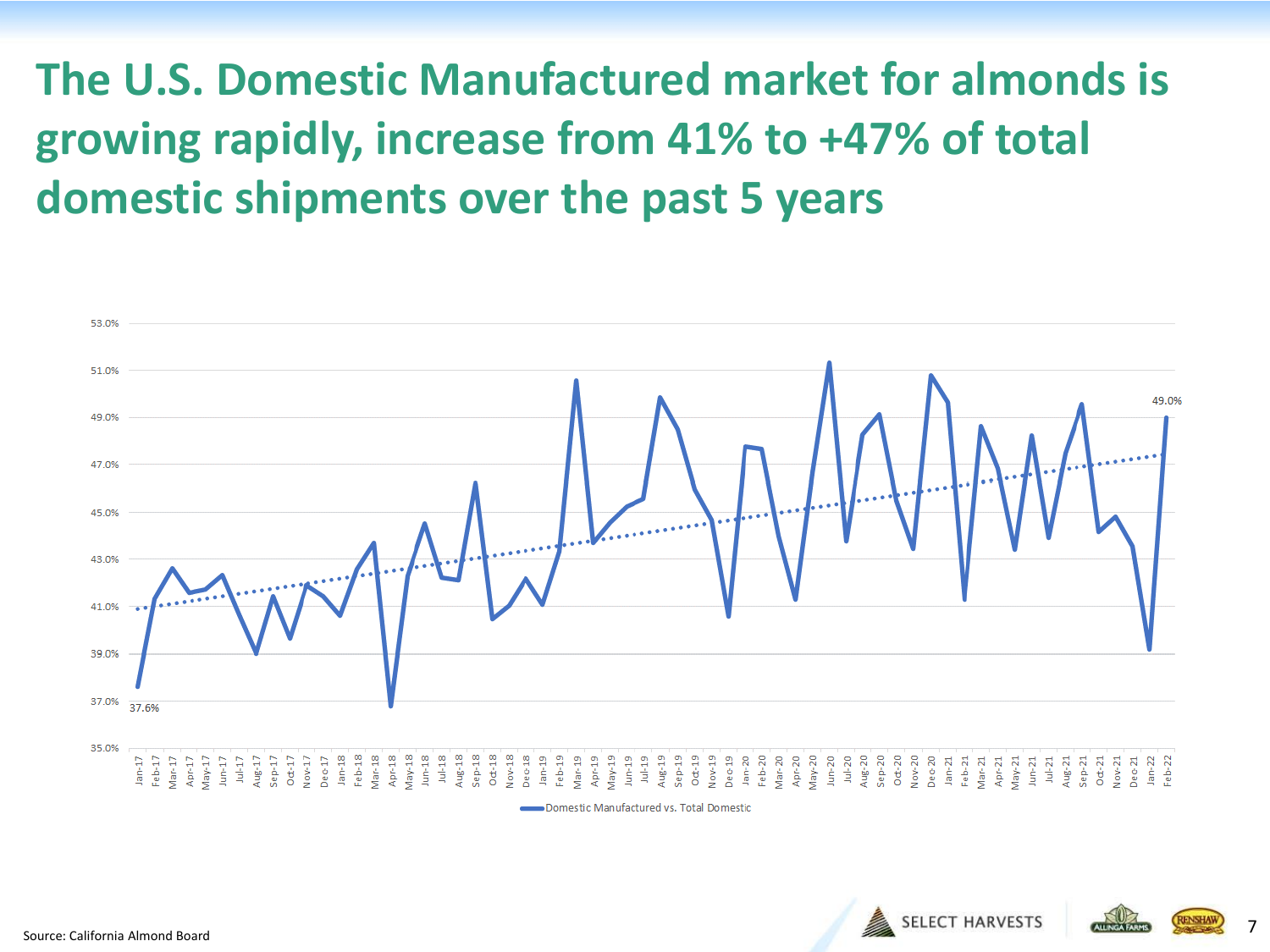# The U.S. Domestic Manufactured market for almonds is growing rapidly, increase from 41% to +47% of total domestic shipments over the past 5 years

53.0%
51.0%
49.0%
47.0%
45.0%
43.0%
41.0%
39.0%
37.0%
35.0%

37.6%

49.0%

Jan-17 Feb-17 Mar-17 Apr-17 May-17 Jun-17 Jul-17 Aug-17 Sep-17 Oct-17 Nov-17 Dec-17 Jan-18 Feb-18 Mar-18 Apr-18 May-18 Jun-18 Jul-18 Aug-18 Sep-18 Oct-18 Nov-18 Dec-18 Jan-19 Feb-19 Mar-19 Apr-19 May-19 Jun-19 Jul-19 Aug-19 Sep-19 Oct-19 Nov-19 Dec-19 Jan-20 Feb-20 Mar-20 Apr-20 May-20 Jun-20 Jul-20 Aug-20 Sep-20 Oct-20 Nov-20 Dec-20 Jan-21 Feb-21 Mar-21 Apr-21 May-21 Jun-21 Jul-21 Aug-21 Sep-21 Oct-21 Nov-21 Dec-21 Jan-22 Feb-22

Domestic Manufactured vs. Total Domestic

Source: California Almond Board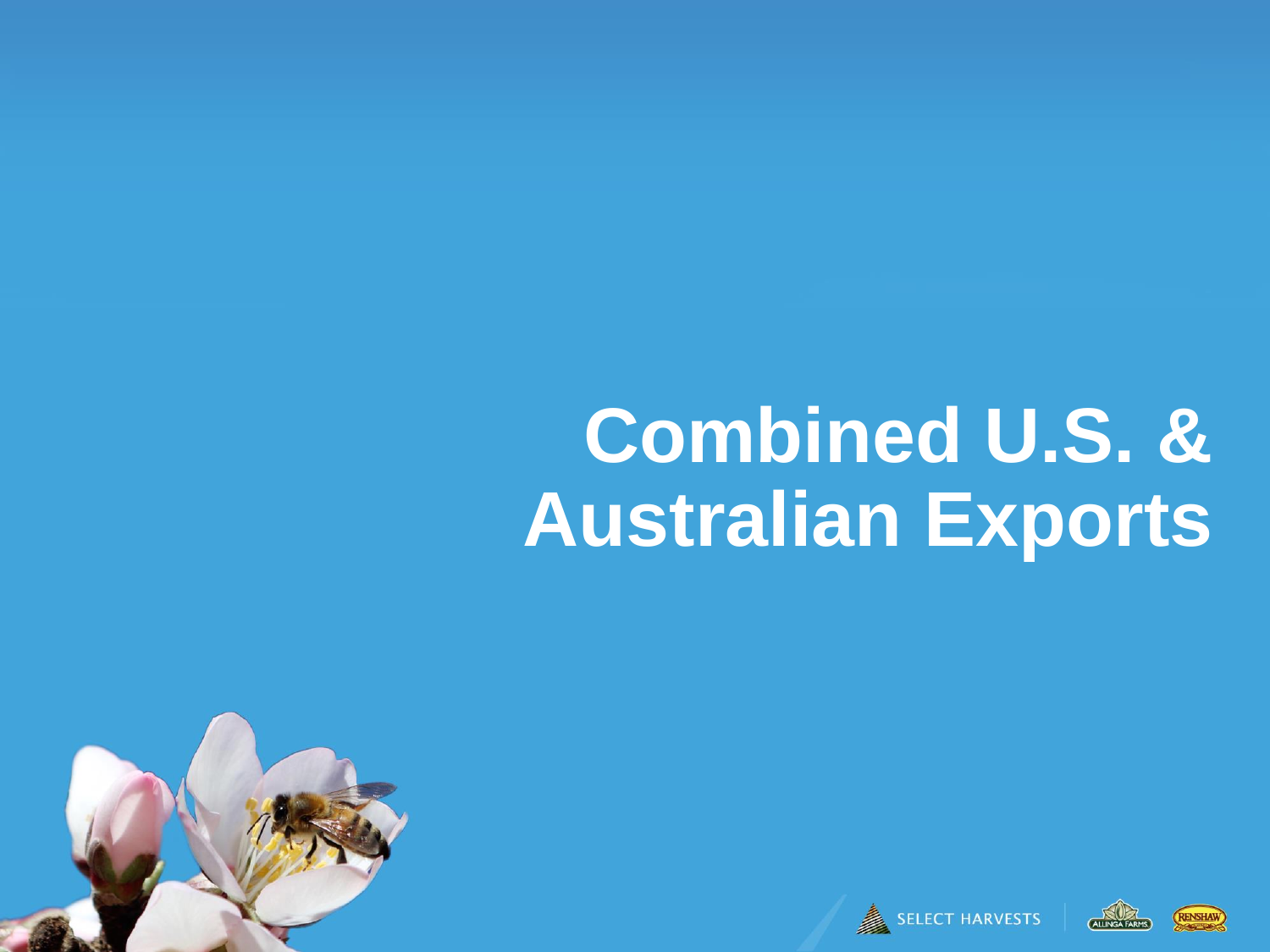# Combined U.S. & Australian Exports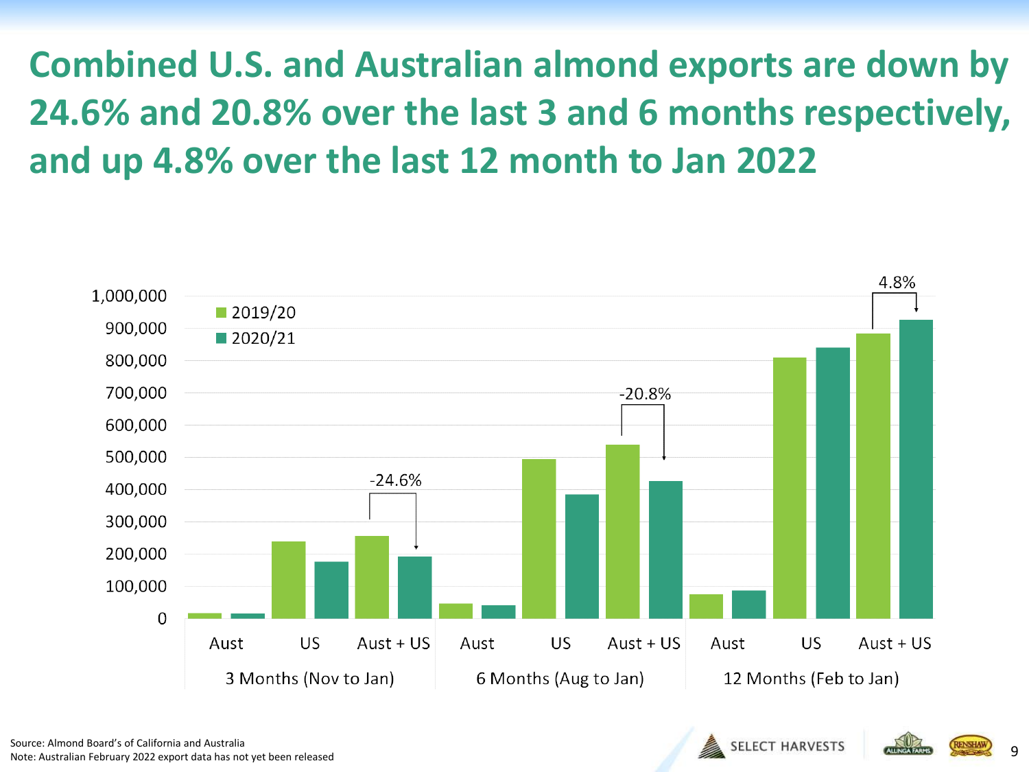# Combined U.S. and Australian almond exports are down by 24.6% and 20.8% over the last 3 and 6 months respectively, and up 4.8% over the last 12 month to Jan 2022

Source: Almond Board's of California and Australia
Note: Australian February 2022 export data has not yet been released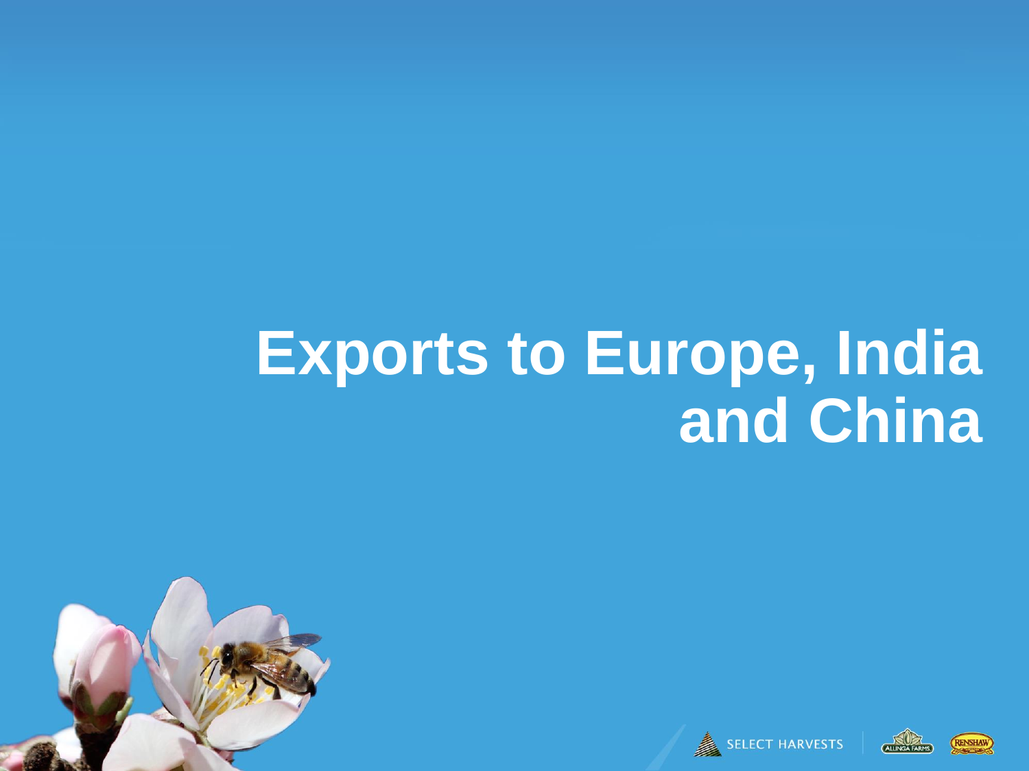# Exports to Europe, India and China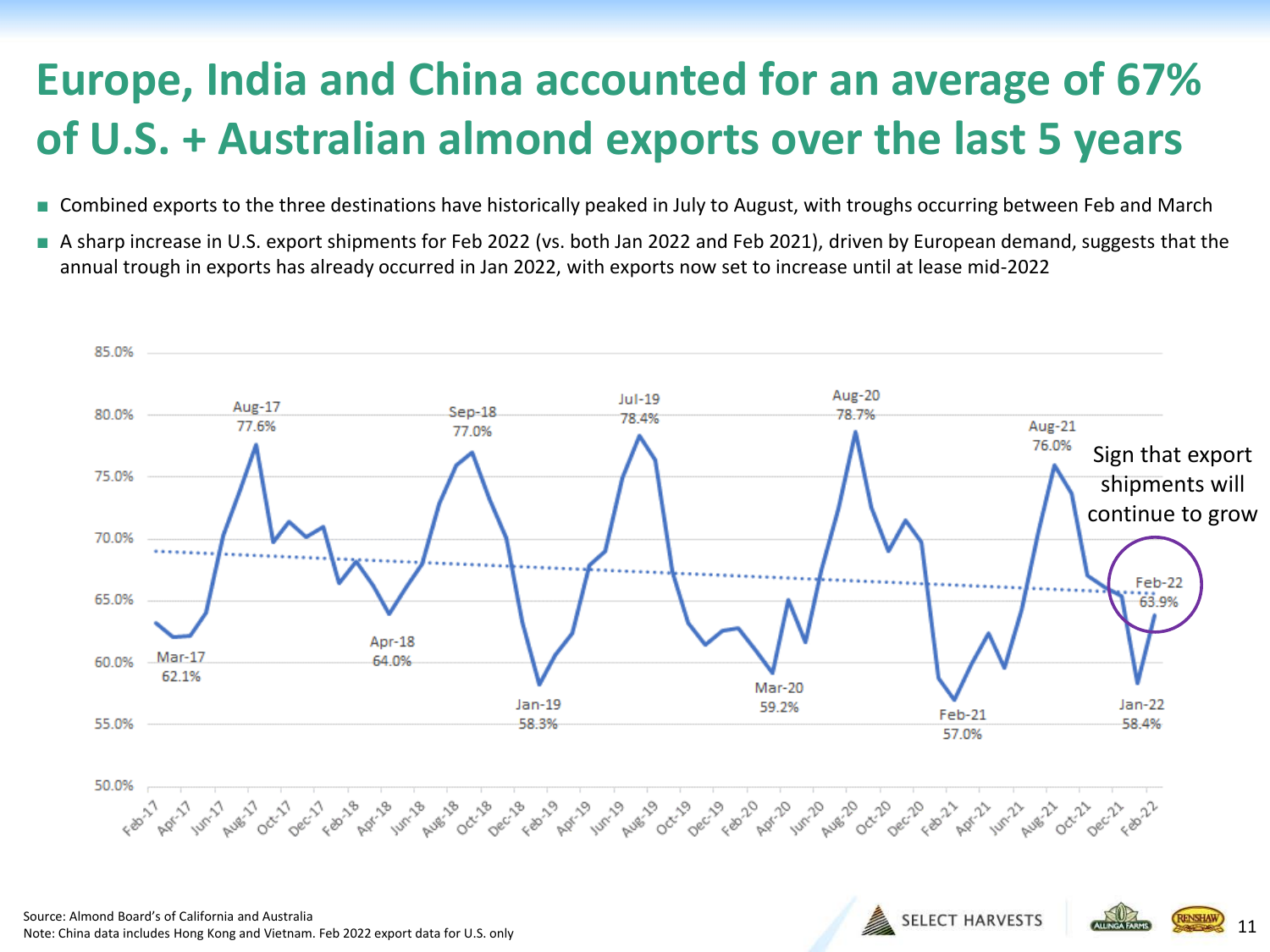# Europe, India and China accounted for an average of 67% of U.S. + Australian almond exports over the last 5 years

- Combined exports to the three destinations have historically peaked in July to August, with troughs occurring between Feb and March
- A sharp increase in U.S. export shipments for Feb 2022 (vs. both Jan 2022 and Feb 2021), driven by European demand, suggests that the annual trough in exports has already occurred in Jan 2022, with exports now set to increase until at lease mid-2022

Sign that export shipments will continue to grow

Source: Almond Board's of California and Australia
Note: China data includes Hong Kong and Vietnam. Feb 2022 export data for U.S. only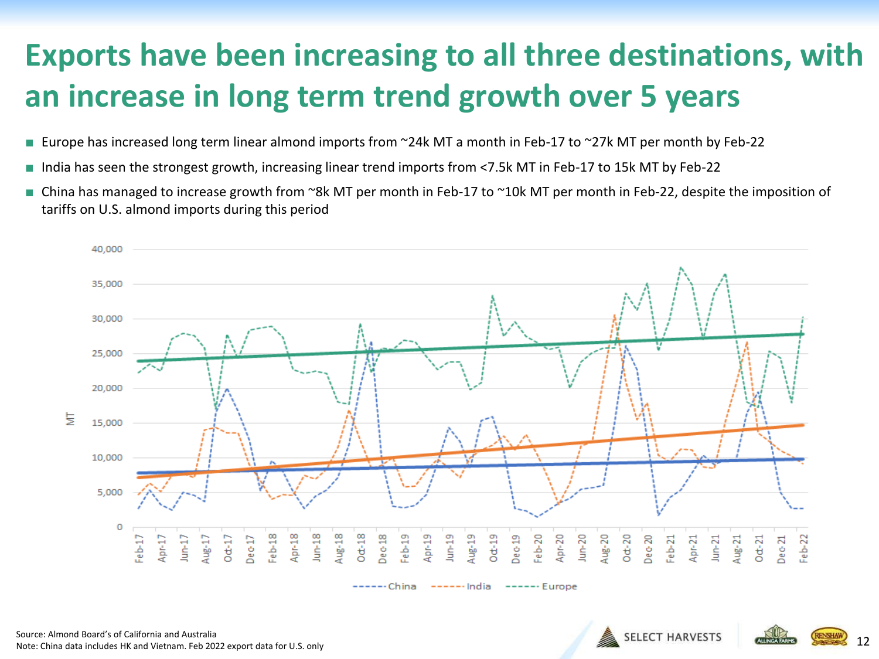# Exports have been increasing to all three destinations, with an increase in long term trend growth over 5 years

- Europe has increased long term linear almond imports from ~24k MT a month in Feb-17 to ~27k MT per month by Feb-22
- India has seen the strongest growth, increasing linear trend imports from <7.5k MT in Feb-17 to 15k MT by Feb-22
- China has managed to increase growth from ~8k MT per month in Feb-17 to ~10k MT per month in Feb-22, despite the imposition of tariffs on U.S. almond imports during this period

Source: Almond Board's of California and Australia
Note: China data includes HK and Vietnam. Feb 2022 export data for U.S. only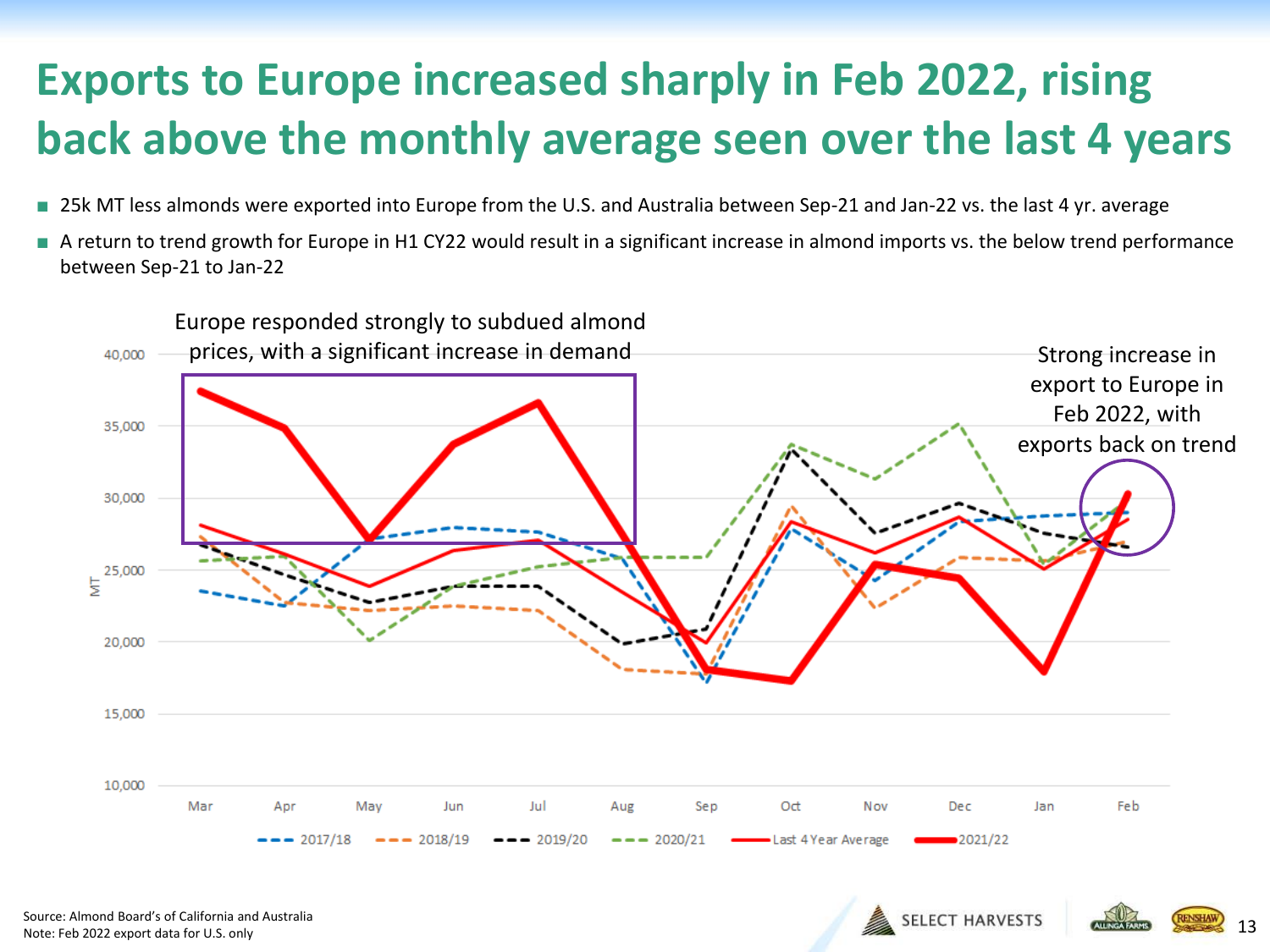# Exports to Europe increased sharply in Feb 2022, rising back above the monthly average seen over the last 4 years

- 25k MT less almonds were exported into Europe from the U.S. and Australia between Sep-21 and Jan-22 vs. the last 4 yr. average
- A return to trend growth for Europe in H1 CY22 would result in a significant increase in almond imports vs. the below trend performance between Sep-21 to Jan-22

Europe responded strongly to subdued almond prices, with a significant increase in demand

Strong increase in export to Europe in Feb 2022, with exports back on trend

MT

40,000
35,000
30,000
25,000
20,000
15,000
10,000

Mar Apr May Jun Jul Aug Sep Oct Nov Dec Jan Feb

2017/18 2018/19 2019/20 2020/21 Last 4 Year Average 2021/22

Source: Almond Board's of California and Australia
Note: Feb 2022 export data for U.S. only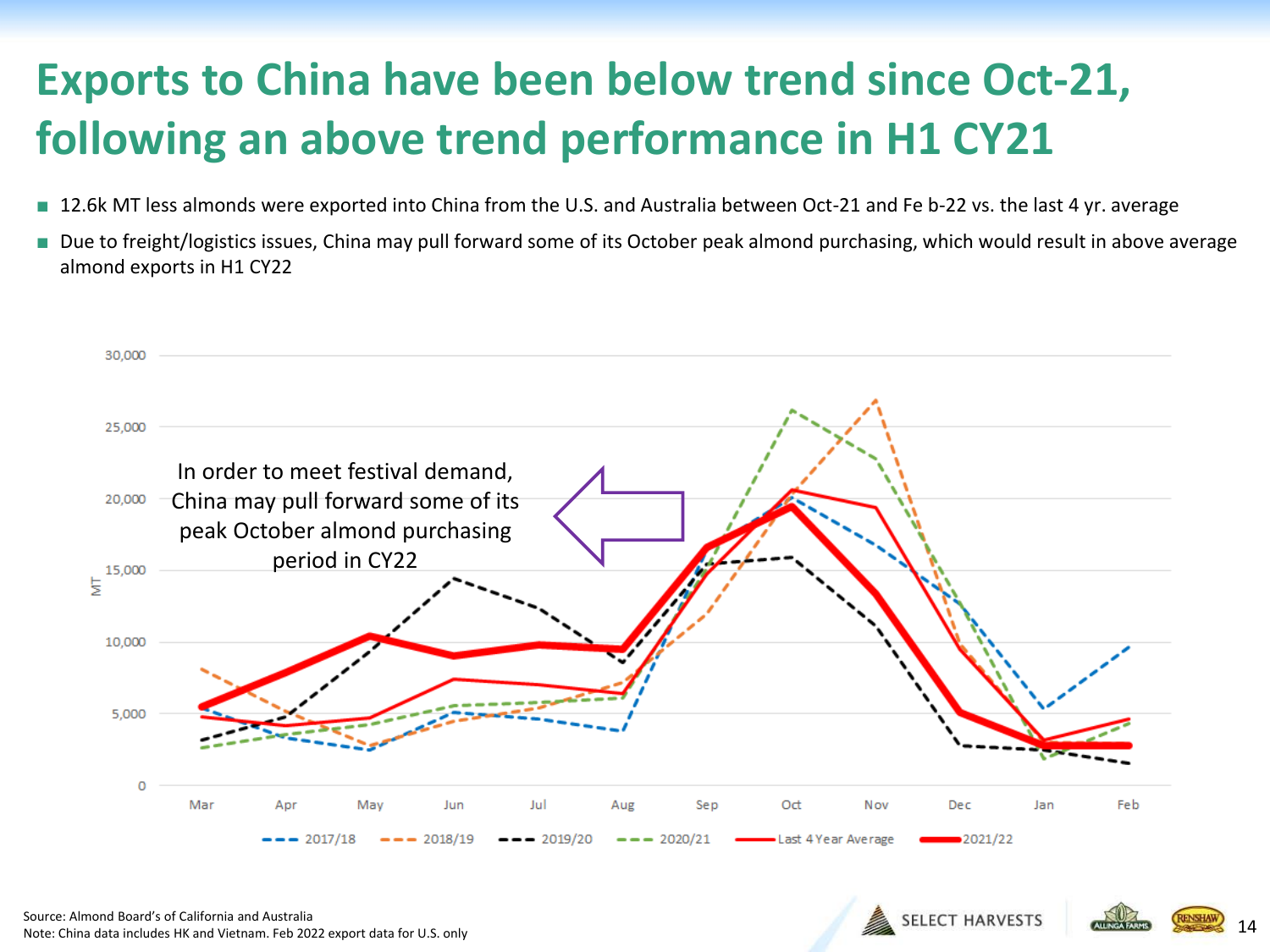# Exports to China have been below trend since Oct-21, following an above trend performance in H1 CY21

- 12.6k MT less almonds were exported into China from the U.S. and Australia between Oct-21 and Fe b-22 vs. the last 4 yr. average
- Due to freight/logistics issues, China may pull forward some of its October peak almond purchasing, which would result in above average almond exports in H1 CY22

In order to meet festival demand, China may pull forward some of its peak October almond purchasing period in CY22

MT

30,000
25,000
20,000
15,000
10,000
5,000
0

Mar Apr May Jun Jul Aug Sep Oct Nov Dec Jan Feb

2017/18 | 2018/19 | 2019/20 | 2020/21 | Last 4 Year Average | 2021/22

Source: Almond Board's of California and Australia
Note: China data includes HK and Vietnam. Feb 2022 export data for U.S. only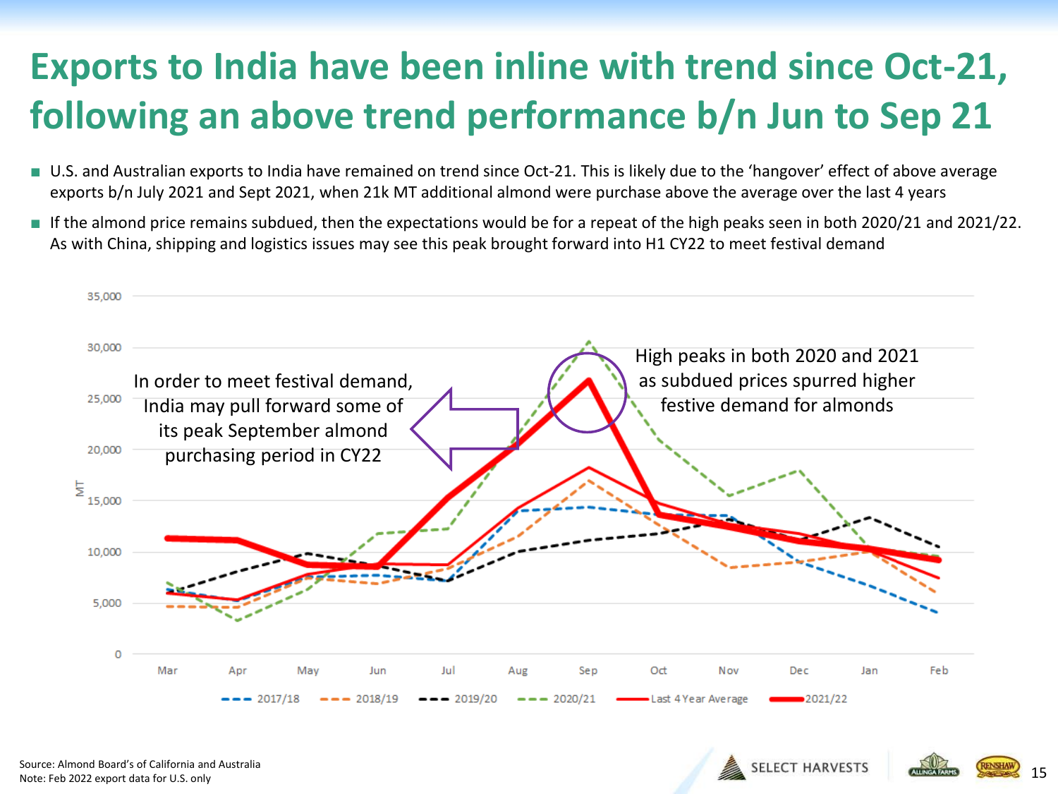# Exports to India have been inline with trend since Oct-21, following an above trend performance b/n Jun to Sep 21

- U.S. and Australian exports to India have remained on trend since Oct-21. This is likely due to the 'hangover' effect of above average exports b/n July 2021 and Sept 2021, when 21k MT additional almond were purchase above the average over the last 4 years
- If the almond price remains subdued, then the expectations would be for a repeat of the high peaks seen in both 2020/21 and 2021/22. As with China, shipping and logistics issues may see this peak brought forward into H1 CY22 to meet festival demand

35,000
30,000
25,000
20,000
15,000
10,000
5,000
0
MT

Mar Apr May Jun Jul Aug Sep Oct Nov Dec Jan Feb

2017/18 2018/19 2019/20 2020/21 Last 4 Year Average 2021/22

In order to meet festival demand, India may pull forward some of its peak September almond purchasing period in CY22

High peaks in both 2020 and 2021 as subdued prices spurred higher festive demand for almonds

Source: Almond Board's of California and Australia
Note: Feb 2022 export data for U.S. only